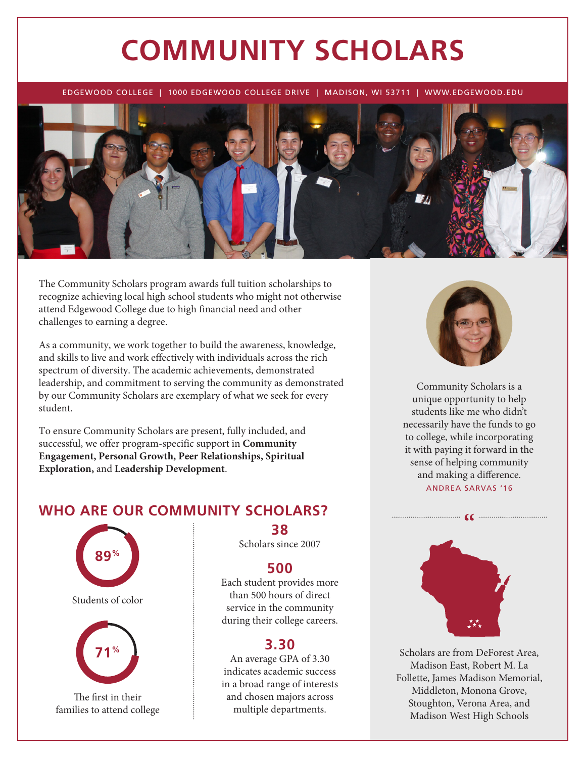# COMMUNITY SCHOLARS

EDGEWOOD COLLEGE | 1000 EDGEWOOD COLLEGE DRIVE | MADISON, WI 53711 | WWW.EDGEWOOD.EDU

The Community Scholars program awards full tuition scholarships to recognize achieving local high school students who might not otherwise attend Edgewood College due to high financial need and other challenges to earning a degree.

As a community, we work together to build the awareness, knowledge, and skills to live and work effectively with individuals across the rich spectrum of diversity. The academic achievements, demonstrated leadership, and commitment to serving the community as demonstrated by our Community Scholars are exemplary of what we seek for every student.

To ensure Community Scholars are present, fully included, and successful, we offer program-specific support in **Community Engagement, Personal Growth, Peer Relationships, Spiritual Exploration,** and **Leadership Development**.

## WHO ARE OUR COMMUNITY SCHOLARS?

**89%**

Students of color

**71%**

The first in their families to attend college

**38**

Scholars since 2007

**500**

Each student provides more than 500 hours of direct service in the community during their college careers.

**3.30**

An average GPA of 3.30 indicates academic success in a broad range of interests and chosen majors across multiple departments.

Community Scholars is a unique opportunity to help students like me who didn't necessarily have the funds to go to college, while incorporating it with paying it forward in the sense of helping community and making a difference.

ANDREA SARVAS '16

Scholars are from DeForest Area, Madison East, Robert M. La Follette, James Madison Memorial, Middleton, Monona Grove, Stoughton, Verona Area, and Madison West High Schools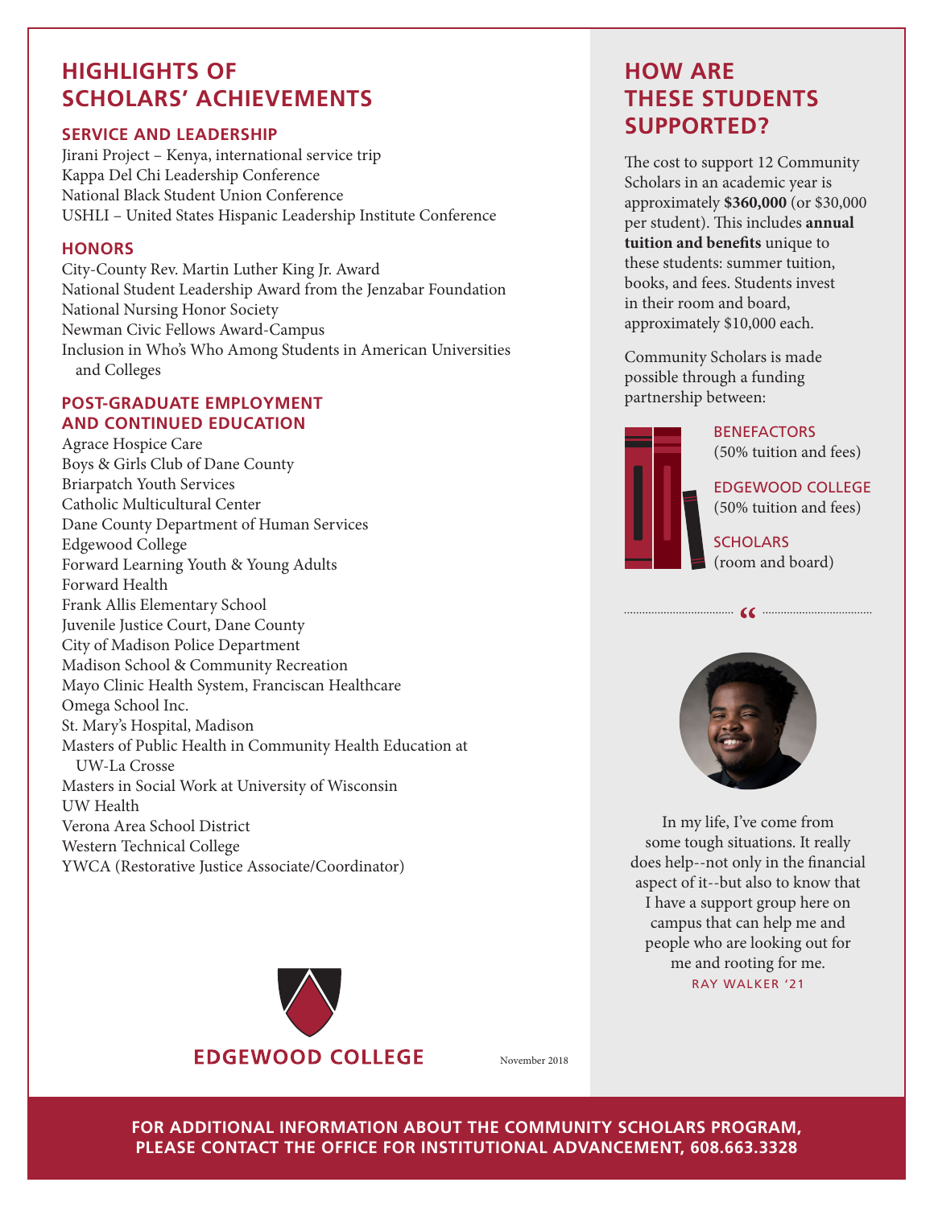## HIGHLIGHTS OF SCHOLARS' ACHIEVEMENTS

### SERVICE AND LEADERSHIP

Jirani Project – Kenya, international service trip
Kappa Del Chi Leadership Conference
National Black Student Union Conference
USHLI – United States Hispanic Leadership Institute Conference

### HONORS

City-County Rev. Martin Luther King Jr. Award
National Student Leadership Award from the Jenzabar Foundation
National Nursing Honor Society
Newman Civic Fellows Award-Campus
Inclusion in Who's Who Among Students in American Universities and Colleges

### POST-GRADUATE EMPLOYMENT AND CONTINUED EDUCATION

Agrace Hospice Care
Boys & Girls Club of Dane County
Briarpatch Youth Services
Catholic Multicultural Center
Dane County Department of Human Services
Edgewood College
Forward Learning Youth & Young Adults
Forward Health
Frank Allis Elementary School
Juvenile Justice Court, Dane County
City of Madison Police Department
Madison School & Community Recreation
Mayo Clinic Health System, Franciscan Healthcare
Omega School Inc.
St. Mary's Hospital, Madison
Masters of Public Health in Community Health Education at UW-La Crosse
Masters in Social Work at University of Wisconsin
UW Health
Verona Area School District
Western Technical College
YWCA (Restorative Justice Associate/Coordinator)

EDGEWOOD COLLEGE

November 2018

## HOW ARE THESE STUDENTS SUPPORTED?

The cost to support 12 Community Scholars in an academic year is approximately **$360,000** (or $30,000 per student). This includes **annual tuition and benefits** unique to these students: summer tuition, books, and fees. Students invest in their room and board, approximately $10,000 each.

Community Scholars is made possible through a funding partnership between:

BENEFACTORS
(50% tuition and fees)

EDGEWOOD COLLEGE
(50% tuition and fees)

SCHOLARS
(room and board)

"

In my life, I've come from some tough situations. It really does help--not only in the financial aspect of it--but also to know that I have a support group here on campus that can help me and people who are looking out for me and rooting for me.

RAY WALKER '21

**FOR ADDITIONAL INFORMATION ABOUT THE COMMUNITY SCHOLARS PROGRAM, PLEASE CONTACT THE OFFICE FOR INSTITUTIONAL ADVANCEMENT, 608.663.3328**